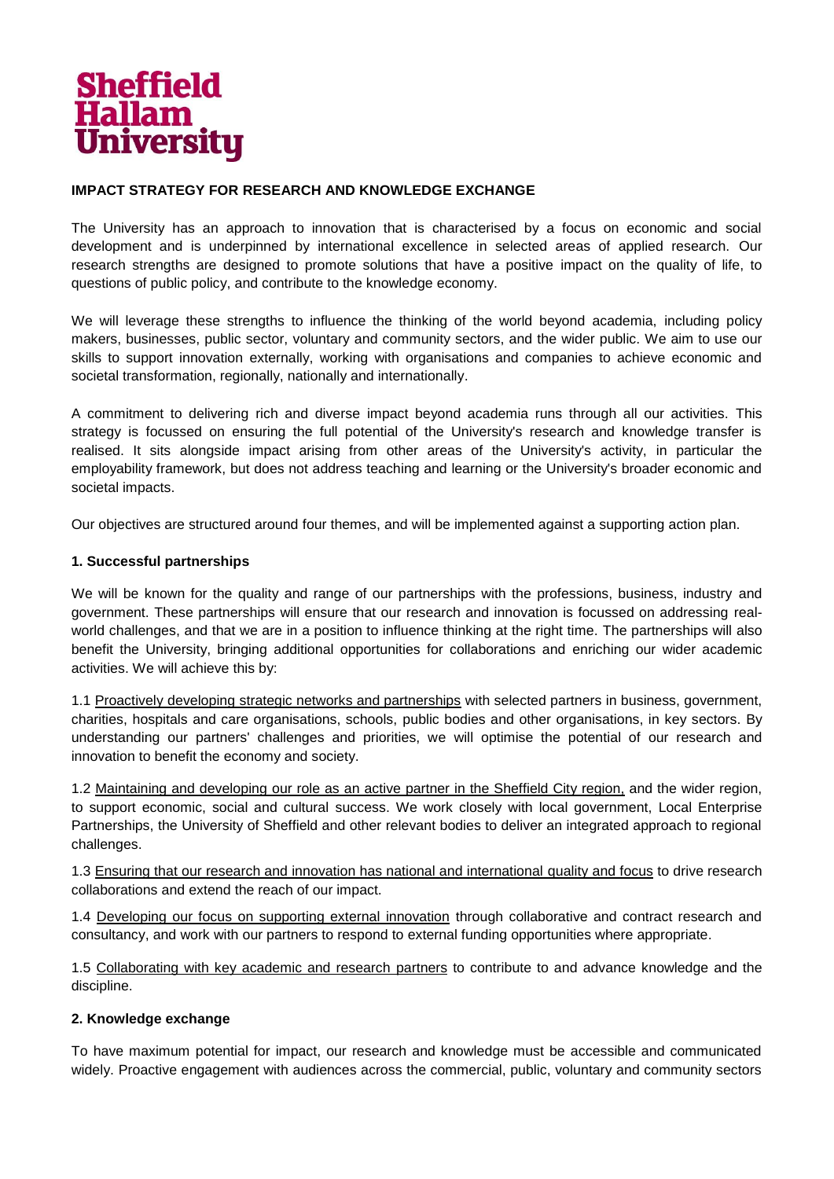Sheffield Hallam University

**IMPACT STRATEGY FOR RESEARCH AND KNOWLEDGE EXCHANGE**

The University has an approach to innovation that is characterised by a focus on economic and social development and is underpinned by international excellence in selected areas of applied research. Our research strengths are designed to promote solutions that have a positive impact on the quality of life, to questions of public policy, and contribute to the knowledge economy.

We will leverage these strengths to influence the thinking of the world beyond academia, including policy makers, businesses, public sector, voluntary and community sectors, and the wider public. We aim to use our skills to support innovation externally, working with organisations and companies to achieve economic and societal transformation, regionally, nationally and internationally.

A commitment to delivering rich and diverse impact beyond academia runs through all our activities. This strategy is focussed on ensuring the full potential of the University's research and knowledge transfer is realised. It sits alongside impact arising from other areas of the University's activity, in particular the employability framework, but does not address teaching and learning or the University's broader economic and societal impacts.

Our objectives are structured around four themes, and will be implemented against a supporting action plan.

**1. Successful partnerships**

We will be known for the quality and range of our partnerships with the professions, business, industry and government. These partnerships will ensure that our research and innovation is focussed on addressing real-world challenges, and that we are in a position to influence thinking at the right time. The partnerships will also benefit the University, bringing additional opportunities for collaborations and enriching our wider academic activities. We will achieve this by:

1.1 Proactively developing strategic networks and partnerships with selected partners in business, government, charities, hospitals and care organisations, schools, public bodies and other organisations, in key sectors. By understanding our partners' challenges and priorities, we will optimise the potential of our research and innovation to benefit the economy and society.

1.2 Maintaining and developing our role as an active partner in the Sheffield City region, and the wider region, to support economic, social and cultural success. We work closely with local government, Local Enterprise Partnerships, the University of Sheffield and other relevant bodies to deliver an integrated approach to regional challenges.

1.3 Ensuring that our research and innovation has national and international quality and focus to drive research collaborations and extend the reach of our impact.

1.4 Developing our focus on supporting external innovation through collaborative and contract research and consultancy, and work with our partners to respond to external funding opportunities where appropriate.

1.5 Collaborating with key academic and research partners to contribute to and advance knowledge and the discipline.

**2. Knowledge exchange**

To have maximum potential for impact, our research and knowledge must be accessible and communicated widely. Proactive engagement with audiences across the commercial, public, voluntary and community sectors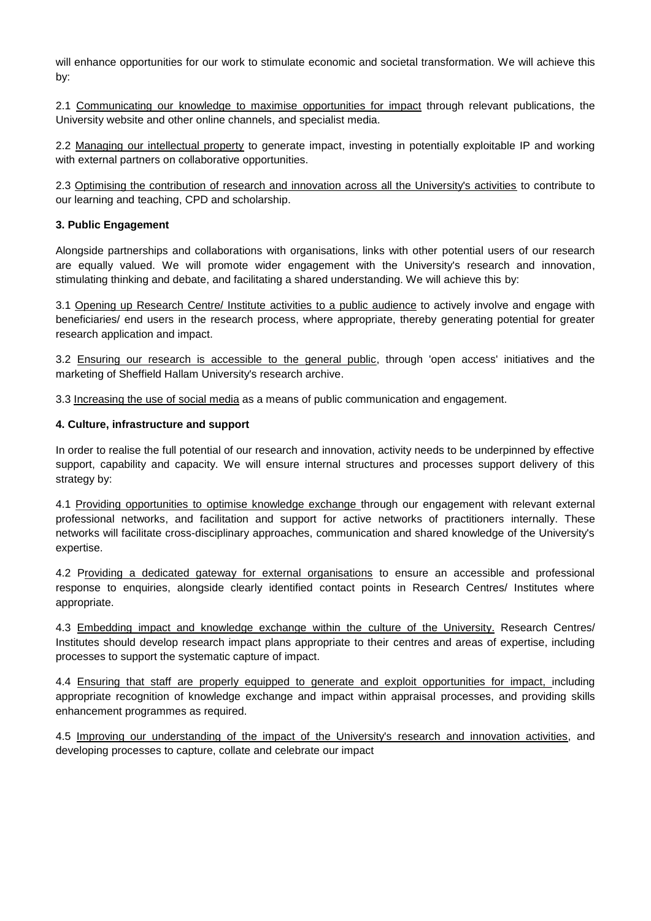will enhance opportunities for our work to stimulate economic and societal transformation. We will achieve this by:

2.1 Communicating our knowledge to maximise opportunities for impact through relevant publications, the University website and other online channels, and specialist media.

2.2 Managing our intellectual property to generate impact, investing in potentially exploitable IP and working with external partners on collaborative opportunities.

2.3 Optimising the contribution of research and innovation across all the University's activities to contribute to our learning and teaching, CPD and scholarship.

**3. Public Engagement**

Alongside partnerships and collaborations with organisations, links with other potential users of our research are equally valued. We will promote wider engagement with the University's research and innovation, stimulating thinking and debate, and facilitating a shared understanding. We will achieve this by:

3.1 Opening up Research Centre/ Institute activities to a public audience to actively involve and engage with beneficiaries/ end users in the research process, where appropriate, thereby generating potential for greater research application and impact.

3.2 Ensuring our research is accessible to the general public, through 'open access' initiatives and the marketing of Sheffield Hallam University's research archive.

3.3 Increasing the use of social media as a means of public communication and engagement.

**4. Culture, infrastructure and support**

In order to realise the full potential of our research and innovation, activity needs to be underpinned by effective support, capability and capacity. We will ensure internal structures and processes support delivery of this strategy by:

4.1 Providing opportunities to optimise knowledge exchange through our engagement with relevant external professional networks, and facilitation and support for active networks of practitioners internally. These networks will facilitate cross-disciplinary approaches, communication and shared knowledge of the University's expertise.

4.2 Providing a dedicated gateway for external organisations to ensure an accessible and professional response to enquiries, alongside clearly identified contact points in Research Centres/ Institutes where appropriate.

4.3 Embedding impact and knowledge exchange within the culture of the University. Research Centres/ Institutes should develop research impact plans appropriate to their centres and areas of expertise, including processes to support the systematic capture of impact.

4.4 Ensuring that staff are properly equipped to generate and exploit opportunities for impact, including appropriate recognition of knowledge exchange and impact within appraisal processes, and providing skills enhancement programmes as required.

4.5 Improving our understanding of the impact of the University's research and innovation activities, and developing processes to capture, collate and celebrate our impact